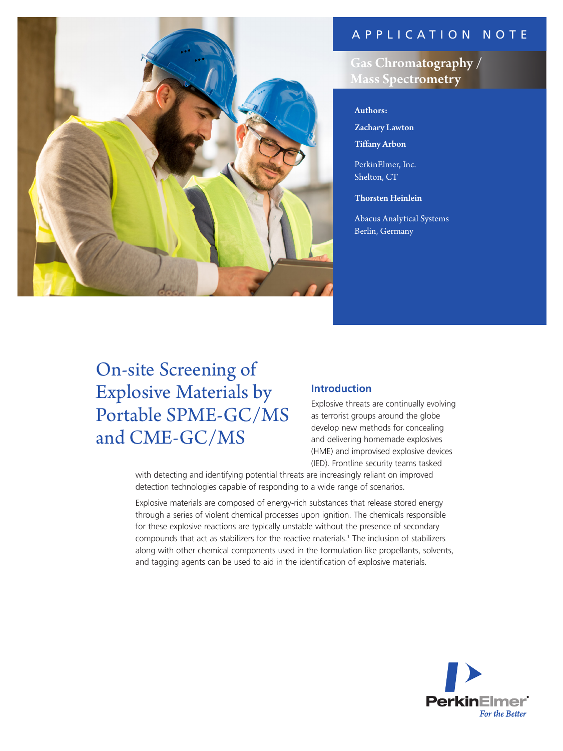APPLICATION NOTE

Gas Chromatography / Mass Spectrometry

**Authors:**

**Zachary Lawton**

**Tiffany Arbon**

PerkinElmer, Inc.
Shelton, CT

**Thorsten Heinlein**

Abacus Analytical Systems
Berlin, Germany

# On-site Screening of Explosive Materials by Portable SPME-GC/MS and CME-GC/MS

## Introduction

Explosive threats are continually evolving as terrorist groups around the globe develop new methods for concealing and delivering homemade explosives (HME) and improvised explosive devices (IED). Frontline security teams tasked with detecting and identifying potential threats are increasingly reliant on improved detection technologies capable of responding to a wide range of scenarios.

Explosive materials are composed of energy-rich substances that release stored energy through a series of violent chemical processes upon ignition. The chemicals responsible for these explosive reactions are typically unstable without the presence of secondary compounds that act as stabilizers for the reactive materials.[1] The inclusion of stabilizers along with other chemical components used in the formulation like propellants, solvents, and tagging agents can be used to aid in the identification of explosive materials.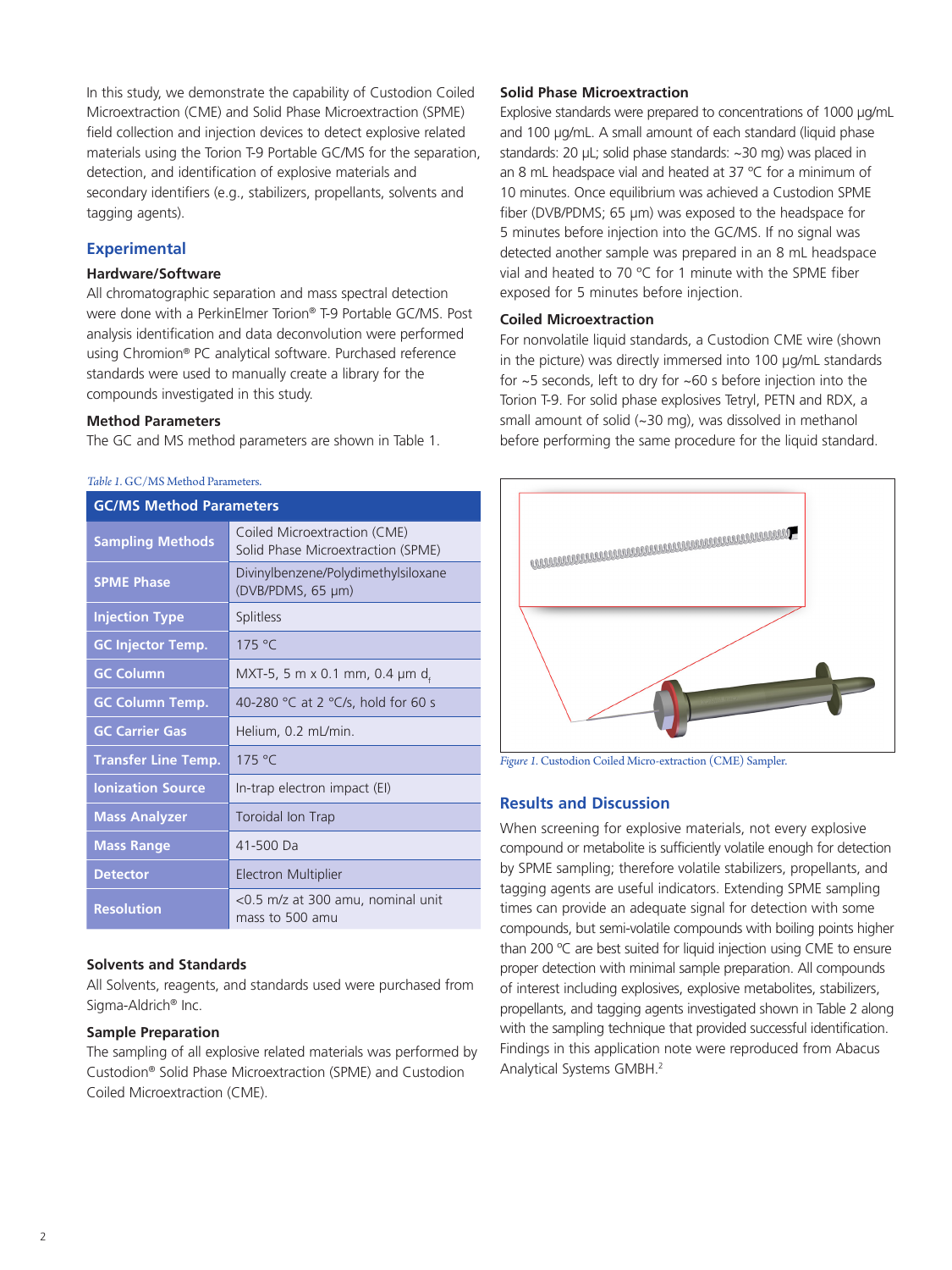In this study, we demonstrate the capability of Custodion Coiled Microextraction (CME) and Solid Phase Microextraction (SPME) field collection and injection devices to detect explosive related materials using the Torion T-9 Portable GC/MS for the separation, detection, and identification of explosive materials and secondary identifiers (e.g., stabilizers, propellants, solvents and tagging agents).

## Experimental

### Hardware/Software

All chromatographic separation and mass spectral detection were done with a PerkinElmer Torion® T-9 Portable GC/MS. Post analysis identification and data deconvolution were performed using Chromion® PC analytical software. Purchased reference standards were used to manually create a library for the compounds investigated in this study.

### Method Parameters

The GC and MS method parameters are shown in Table 1.

*Table 1.* GC/MS Method Parameters.

| GC/MS Method Parameters | |
|---|---|
| **Sampling Methods** | Coiled Microextraction (CME)<br>Solid Phase Microextraction (SPME) |
| **SPME Phase** | Divinylbenzene/Polydimethylsiloxane (DVB/PDMS, 65 µm) |
| **Injection Type** | Splitless |
| **GC Injector Temp.** | 175 °C |
| **GC Column** | MXT-5, 5 m x 0.1 mm, 0.4 µm $d_f$ |
| **GC Column Temp.** | 40-280 °C at 2 °C/s, hold for 60 s |
| **GC Carrier Gas** | Helium, 0.2 mL/min. |
| **Transfer Line Temp.** | 175 °C |
| **Ionization Source** | In-trap electron impact (EI) |
| **Mass Analyzer** | Toroidal Ion Trap |
| **Mass Range** | 41-500 Da |
| **Detector** | Electron Multiplier |
| **Resolution** | <0.5 m/z at 300 amu, nominal unit mass to 500 amu |

### Solvents and Standards

All Solvents, reagents, and standards used were purchased from Sigma-Aldrich® Inc.

### Sample Preparation

The sampling of all explosive related materials was performed by Custodion® Solid Phase Microextraction (SPME) and Custodion Coiled Microextraction (CME).

### Solid Phase Microextraction

Explosive standards were prepared to concentrations of 1000 µg/mL and 100 µg/mL. A small amount of each standard (liquid phase standards: 20 µL; solid phase standards: ~30 mg) was placed in an 8 mL headspace vial and heated at 37 °C for a minimum of 10 minutes. Once equilibrium was achieved a Custodion SPME fiber (DVB/PDMS; 65 µm) was exposed to the headspace for 5 minutes before injection into the GC/MS. If no signal was detected another sample was prepared in an 8 mL headspace vial and heated to 70 °C for 1 minute with the SPME fiber exposed for 5 minutes before injection.

### Coiled Microextraction

For nonvolatile liquid standards, a Custodion CME wire (shown in the picture) was directly immersed into 100 µg/mL standards for ~5 seconds, left to dry for ~60 s before injection into the Torion T-9. For solid phase explosives Tetryl, PETN and RDX, a small amount of solid (~30 mg), was dissolved in methanol before performing the same procedure for the liquid standard.

*Figure 1.* Custodion Coiled Micro-extraction (CME) Sampler.

## Results and Discussion

When screening for explosive materials, not every explosive compound or metabolite is sufficiently volatile enough for detection by SPME sampling; therefore volatile stabilizers, propellants, and tagging agents are useful indicators. Extending SPME sampling times can provide an adequate signal for detection with some compounds, but semi-volatile compounds with boiling points higher than 200 °C are best suited for liquid injection using CME to ensure proper detection with minimal sample preparation. All compounds of interest including explosives, explosive metabolites, stabilizers, propellants, and tagging agents investigated shown in Table 2 along with the sampling technique that provided successful identification. Findings in this application note were reproduced from Abacus Analytical Systems GMBH.[2]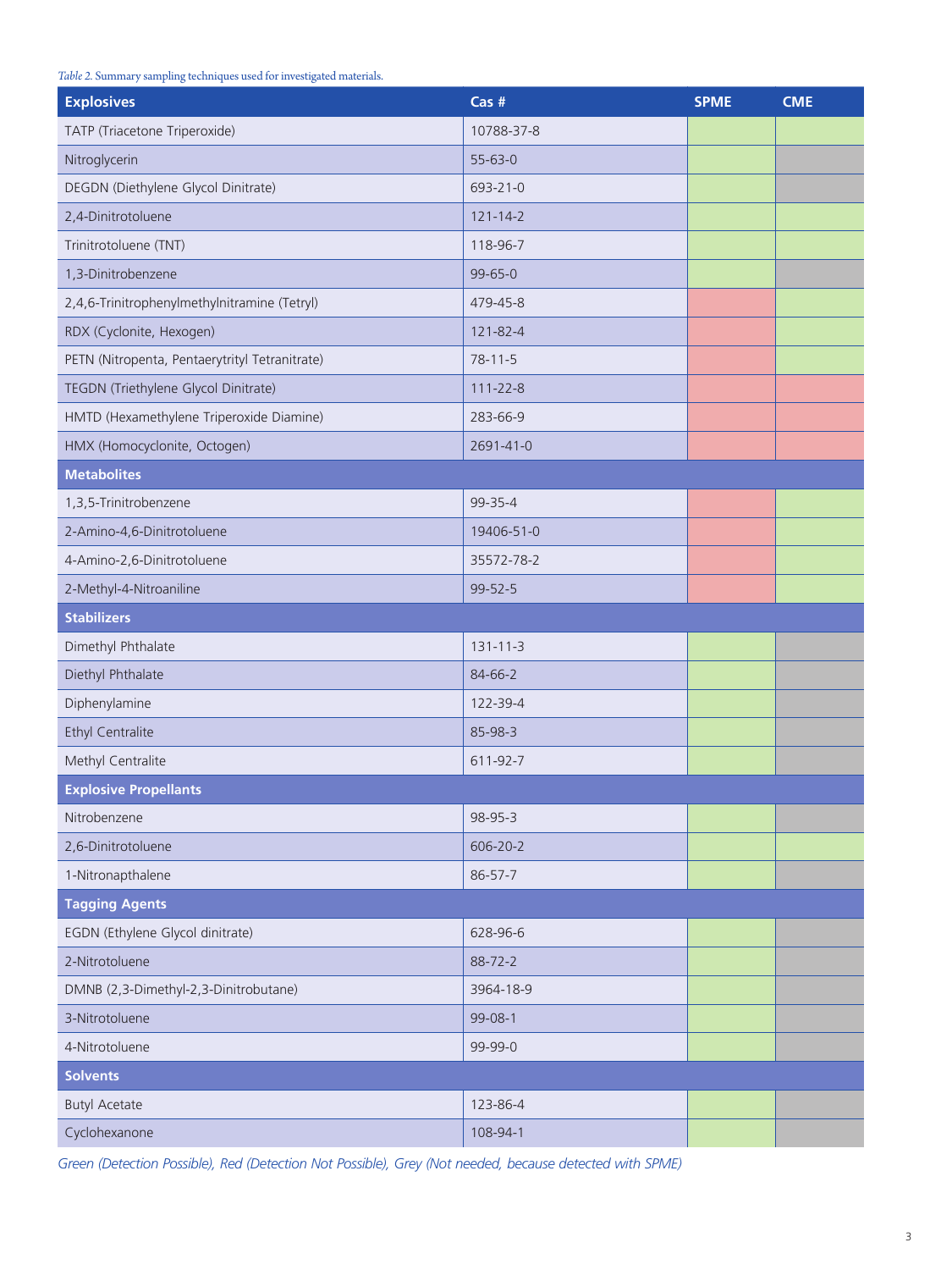*Table 2.* Summary sampling techniques used for investigated materials.

| Explosives | Cas # | SPME | CME |
|---|---|---|---|
| TATP (Triacetone Triperoxide) | 10788-37-8 | Green | Green |
| Nitroglycerin | 55-63-0 | Green | Grey |
| DEGDN (Diethylene Glycol Dinitrate) | 693-21-0 | Green | Grey |
| 2,4-Dinitrotoluene | 121-14-2 | Green | Green |
| Trinitrotoluene (TNT) | 118-96-7 | Green | Green |
| 1,3-Dinitrobenzene | 99-65-0 | Green | Grey |
| 2,4,6-Trinitrophenylmethylnitramine (Tetryl) | 479-45-8 | Red | Green |
| RDX (Cyclonite, Hexogen) | 121-82-4 | Red | Green |
| PETN (Nitropenta, Pentaerytrityl Tetranitrate) | 78-11-5 | Red | Green |
| TEGDN (Triethylene Glycol Dinitrate) | 111-22-8 | Red | Red |
| HMTD (Hexamethylene Triperoxide Diamine) | 283-66-9 | Red | Red |
| HMX (Homocyclonite, Octogen) | 2691-41-0 | Red | Red |
| **Metabolites** | | | |
| 1,3,5-Trinitrobenzene | 99-35-4 | Red | Green |
| 2-Amino-4,6-Dinitrotoluene | 19406-51-0 | Red | Green |
| 4-Amino-2,6-Dinitrotoluene | 35572-78-2 | Red | Green |
| 2-Methyl-4-Nitroaniline | 99-52-5 | Red | Green |
| **Stabilizers** | | | |
| Dimethyl Phthalate | 131-11-3 | Green | Grey |
| Diethyl Phthalate | 84-66-2 | Green | Grey |
| Diphenylamine | 122-39-4 | Green | Grey |
| Ethyl Centralite | 85-98-3 | Green | Grey |
| Methyl Centralite | 611-92-7 | Green | Grey |
| **Explosive Propellants** | | | |
| Nitrobenzene | 98-95-3 | Green | Grey |
| 2,6-Dinitrotoluene | 606-20-2 | Green | Green |
| 1-Nitronapthalene | 86-57-7 | Green | Grey |
| **Tagging Agents** | | | |
| EGDN (Ethylene Glycol dinitrate) | 628-96-6 | Green | Grey |
| 2-Nitrotoluene | 88-72-2 | Green | Grey |
| DMNB (2,3-Dimethyl-2,3-Dinitrobutane) | 3964-18-9 | Green | Grey |
| 3-Nitrotoluene | 99-08-1 | Green | Grey |
| 4-Nitrotoluene | 99-99-0 | Green | Grey |
| **Solvents** | | | |
| Butyl Acetate | 123-86-4 | Green | Grey |
| Cyclohexanone | 108-94-1 | Green | Grey |

*Green (Detection Possible), Red (Detection Not Possible), Grey (Not needed, because detected with SPME)*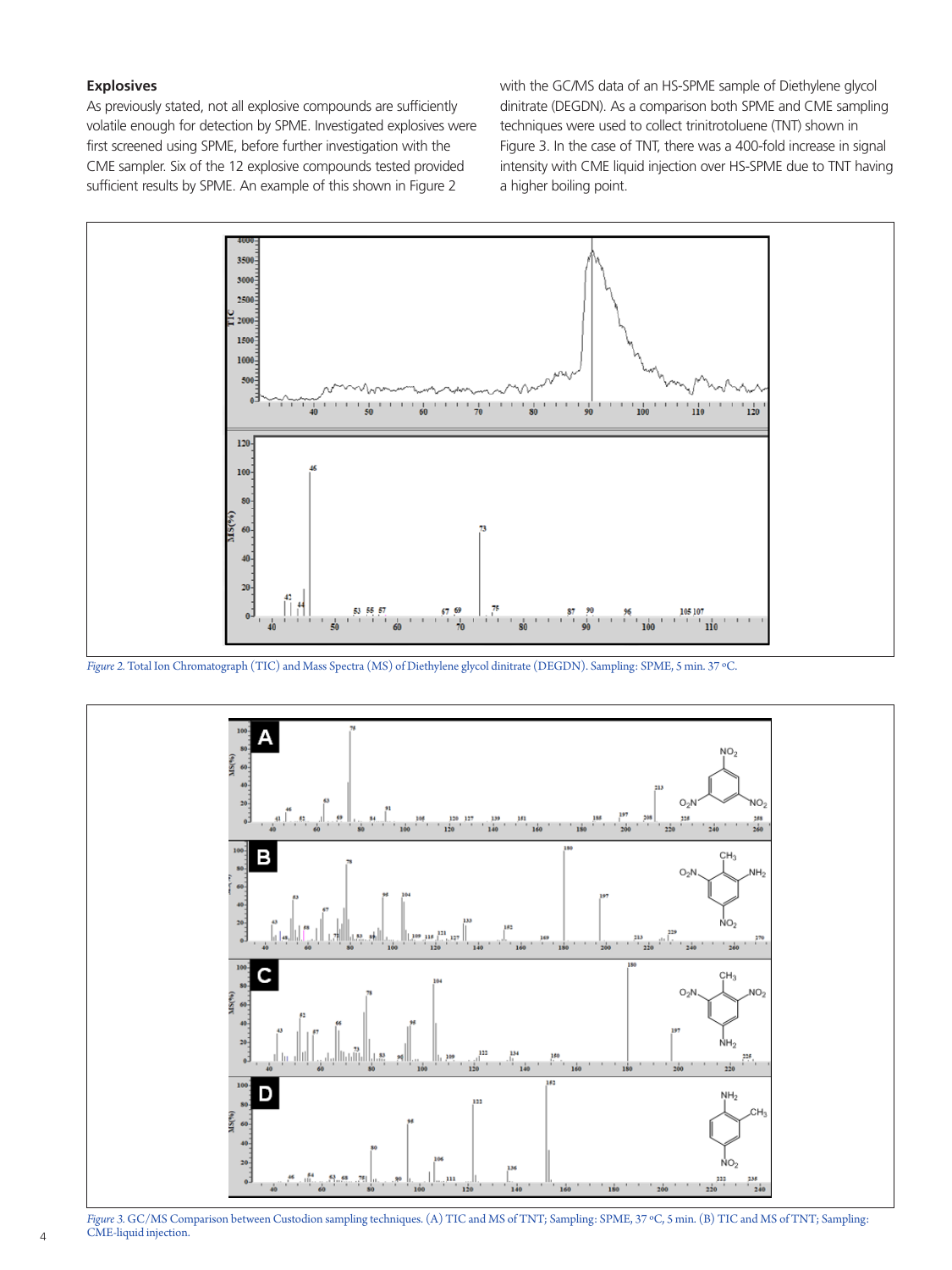## Explosives

As previously stated, not all explosive compounds are sufficiently volatile enough for detection by SPME. Investigated explosives were first screened using SPME, before further investigation with the CME sampler. Six of the 12 explosive compounds tested provided sufficient results by SPME. An example of this shown in Figure 2 with the GC/MS data of an HS-SPME sample of Diethylene glycol dinitrate (DEGDN). As a comparison both SPME and CME sampling techniques were used to collect trinitrotoluene (TNT) shown in Figure 3. In the case of TNT, there was a 400-fold increase in signal intensity with CME liquid injection over HS-SPME due to TNT having a higher boiling point.

*Figure 2.* Total Ion Chromatograph (TIC) and Mass Spectra (MS) of Diethylene glycol dinitrate (DEGDN). Sampling: SPME, 5 min. 37 ºC.

*Figure 3.* GC/MS Comparison between Custodion sampling techniques. (A) TIC and MS of TNT; Sampling: SPME, 37 ºC, 5 min. (B) TIC and MS of TNT; Sampling: CME-liquid injection.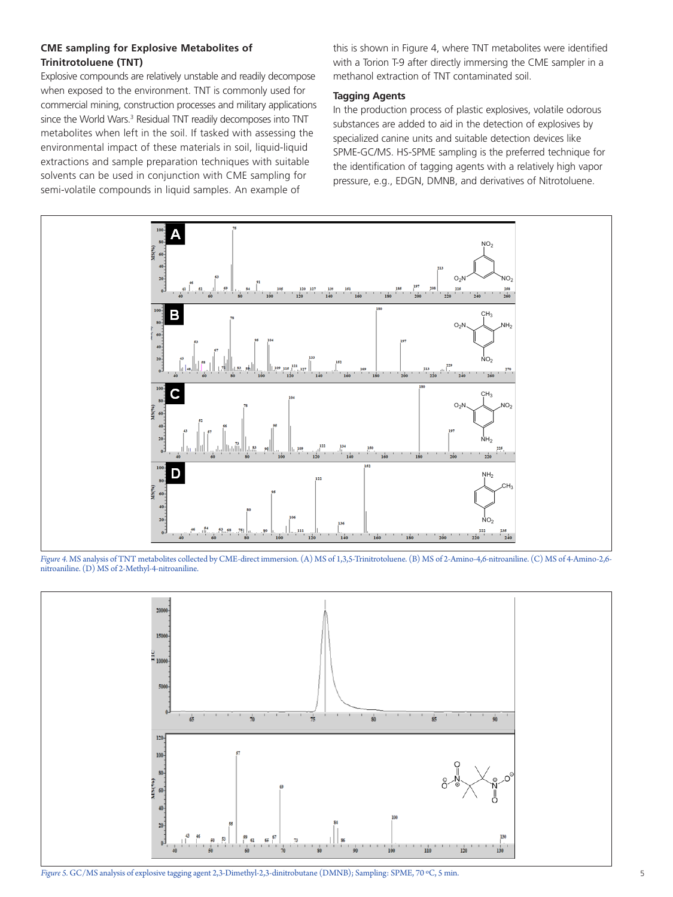### CME sampling for Explosive Metabolites of Trinitrotoluene (TNT)

Explosive compounds are relatively unstable and readily decompose when exposed to the environment. TNT is commonly used for commercial mining, construction processes and military applications since the World Wars.[3] Residual TNT readily decomposes into TNT metabolites when left in the soil. If tasked with assessing the environmental impact of these materials in soil, liquid-liquid extractions and sample preparation techniques with suitable solvents can be used in conjunction with CME sampling for semi-volatile compounds in liquid samples. An example of this is shown in Figure 4, where TNT metabolites were identified with a Torion T-9 after directly immersing the CME sampler in a methanol extraction of TNT contaminated soil.

### Tagging Agents

In the production process of plastic explosives, volatile odorous substances are added to aid in the detection of explosives by specialized canine units and suitable detection devices like SPME-GC/MS. HS-SPME sampling is the preferred technique for the identification of tagging agents with a relatively high vapor pressure, e.g., EDGN, DMNB, and derivatives of Nitrotoluene.

*Figure 4.* MS analysis of TNT metabolites collected by CME-direct immersion. (A) MS of 1,3,5-Trinitrotoluene. (B) MS of 2-Amino-4,6-nitroaniline. (C) MS of 4-Amino-2,6-nitroaniline. (D) MS of 2-Methyl-4-nitroaniline.

*Figure 5.* GC/MS analysis of explosive tagging agent 2,3-Dimethyl-2,3-dinitrobutane (DMNB); Sampling: SPME, 70 ºC, 5 min.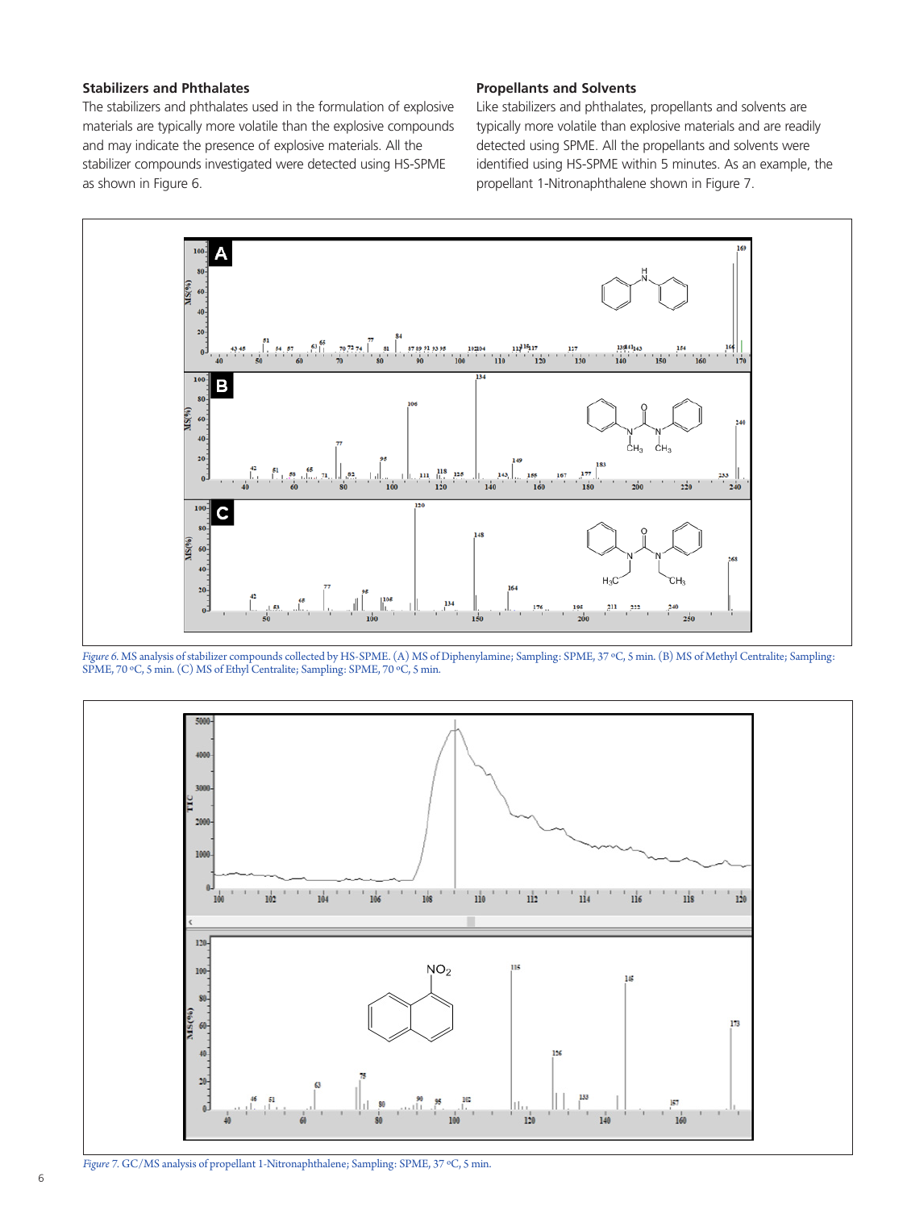### Stabilizers and Phthalates

The stabilizers and phthalates used in the formulation of explosive materials are typically more volatile than the explosive compounds and may indicate the presence of explosive materials. All the stabilizer compounds investigated were detected using HS-SPME as shown in Figure 6.

### Propellants and Solvents

Like stabilizers and phthalates, propellants and solvents are typically more volatile than explosive materials and are readily detected using SPME. All the propellants and solvents were identified using HS-SPME within 5 minutes. As an example, the propellant 1-Nitronaphthalene shown in Figure 7.

*Figure 6.* MS analysis of stabilizer compounds collected by HS-SPME. (A) MS of Diphenylamine; Sampling: SPME, 37 ºC, 5 min. (B) MS of Methyl Centralite; Sampling: SPME, 70 ºC, 5 min. (C) MS of Ethyl Centralite; Sampling: SPME, 70 ºC, 5 min.

*Figure 7.* GC/MS analysis of propellant 1-Nitronaphthalene; Sampling: SPME, 37 ºC, 5 min.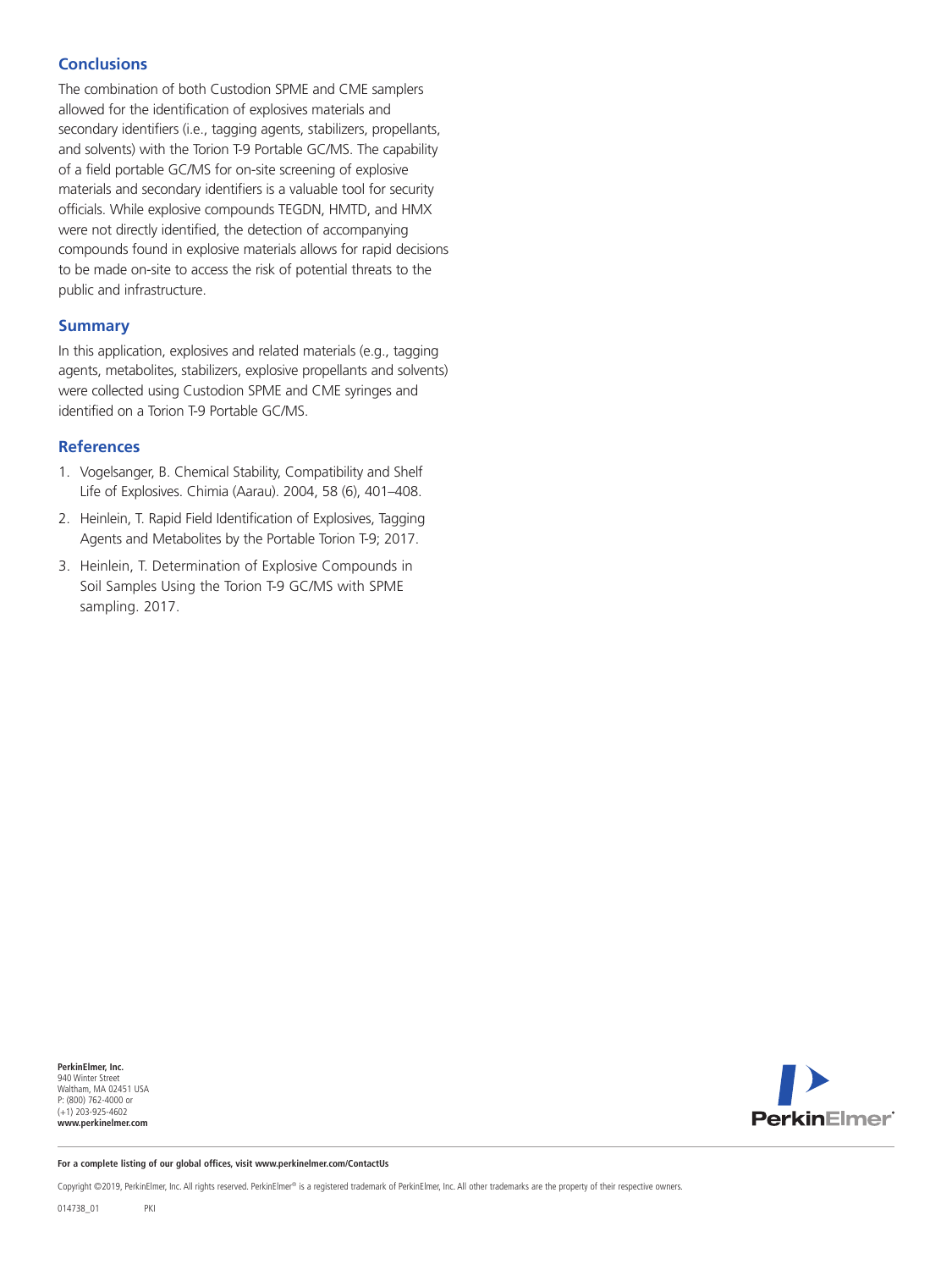## Conclusions

The combination of both Custodion SPME and CME samplers allowed for the identification of explosives materials and secondary identifiers (i.e., tagging agents, stabilizers, propellants, and solvents) with the Torion T-9 Portable GC/MS. The capability of a field portable GC/MS for on-site screening of explosive materials and secondary identifiers is a valuable tool for security officials. While explosive compounds TEGDN, HMTD, and HMX were not directly identified, the detection of accompanying compounds found in explosive materials allows for rapid decisions to be made on-site to access the risk of potential threats to the public and infrastructure.

## Summary

In this application, explosives and related materials (e.g., tagging agents, metabolites, stabilizers, explosive propellants and solvents) were collected using Custodion SPME and CME syringes and identified on a Torion T-9 Portable GC/MS.

## References

1. Vogelsanger, B. Chemical Stability, Compatibility and Shelf Life of Explosives. Chimia (Aarau). 2004, 58 (6), 401–408.
2. Heinlein, T. Rapid Field Identification of Explosives, Tagging Agents and Metabolites by the Portable Torion T-9; 2017.
3. Heinlein, T. Determination of Explosive Compounds in Soil Samples Using the Torion T-9 GC/MS with SPME sampling. 2017.

**PerkinElmer, Inc.**
940 Winter Street
Waltham, MA 02451 USA
P: (800) 762-4000 or
(+1) 203-925-4602
**www.perkinelmer.com**

PerkinElmer®

**For a complete listing of our global offices, visit www.perkinelmer.com/ContactUs**

Copyright ©2019, PerkinElmer, Inc. All rights reserved. PerkinElmer® is a registered trademark of PerkinElmer, Inc. All other trademarks are the property of their respective owners.

014738_01 PKI